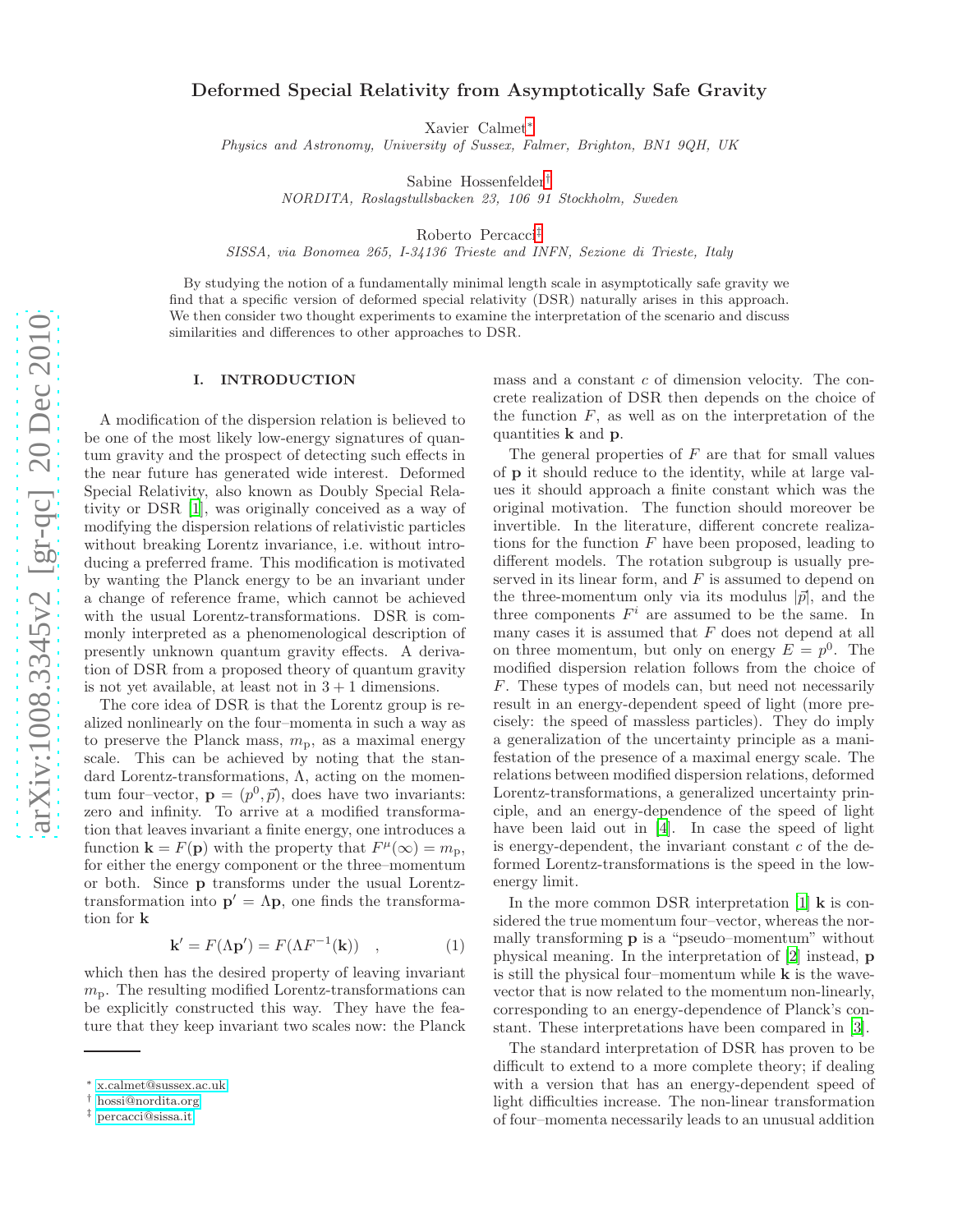# Deformed Special Relativity from Asymptotically Safe Gravity

Xavier Calmet[*]
*Physics and Astronomy, University of Sussex, Falmer, Brighton, BN1 9QH, UK*

Sabine Hossenfelder[†]
*NORDITA, Roslagstullsbacken 23, 106 91 Stockholm, Sweden*

Roberto Percacci[‡]
*SISSA, via Bonomea 265, I-34136 Trieste and INFN, Sezione di Trieste, Italy*

By studying the notion of a fundamentally minimal length scale in asymptotically safe gravity we find that a specific version of deformed special relativity (DSR) naturally arises in this approach. We then consider two thought experiments to examine the interpretation of the scenario and discuss similarities and differences to other approaches to DSR.

## I. INTRODUCTION

A modification of the dispersion relation is believed to be one of the most likely low-energy signatures of quantum gravity and the prospect of detecting such effects in the near future has generated wide interest. Deformed Special Relativity, also known as Doubly Special Relativity or DSR [1], was originally conceived as a way of modifying the dispersion relations of relativistic particles without breaking Lorentz invariance, i.e. without introducing a preferred frame. This modification is motivated by wanting the Planck energy to be an invariant under a change of reference frame, which cannot be achieved with the usual Lorentz-transformations. DSR is commonly interpreted as a phenomenological description of presently unknown quantum gravity effects. A derivation of DSR from a proposed theory of quantum gravity is not yet available, at least not in $3+1$ dimensions.

The core idea of DSR is that the Lorentz group is realized nonlinearly on the four–momenta in such a way as to preserve the Planck mass, $m_{\rm p}$, as a maximal energy scale. This can be achieved by noting that the standard Lorentz-transformations, $\Lambda$, acting on the momentum four–vector, $\mathbf{p} = (p^0, \vec{p})$, does have two invariants: zero and infinity. To arrive at a modified transformation that leaves invariant a finite energy, one introduces a function $\mathbf{k} = F(\mathbf{p})$ with the property that $F^\mu(\infty) = m_{\rm p}$, for either the energy component or the three–momentum or both. Since $\mathbf{p}$ transforms under the usual Lorentz-transformation into $\mathbf{p}' = \Lambda \mathbf{p}$, one finds the transformation for $\mathbf{k}$

$$
\mathbf{k}' = F(\Lambda \mathbf{p}') = F(\Lambda F^{-1}(\mathbf{k})) \quad , \tag{1}
$$

which then has the desired property of leaving invariant $m_{\rm p}$. The resulting modified Lorentz-transformations can be explicitly constructed this way. They have the feature that they keep invariant two scales now: the Planck mass and a constant $c$ of dimension velocity. The concrete realization of DSR then depends on the choice of the function $F$, as well as on the interpretation of the quantities $\mathbf{k}$ and $\mathbf{p}$.

The general properties of $F$ are that for small values of $\mathbf{p}$ it should reduce to the identity, while at large values it should approach a finite constant which was the original motivation. The function should moreover be invertible. In the literature, different concrete realizations for the function $F$ have been proposed, leading to different models. The rotation subgroup is usually preserved in its linear form, and $F$ is assumed to depend on the three-momentum only via its modulus $|\vec{p}|$, and the three components $F^i$ are assumed to be the same. In many cases it is assumed that $F$ does not depend at all on three momentum, but only on energy $E = p^0$. The modified dispersion relation follows from the choice of $F$. These types of models can, but need not necessarily result in an energy-dependent speed of light (more precisely: the speed of massless particles). They do imply a generalization of the uncertainty principle as a manifestation of the presence of a maximal energy scale. The relations between modified dispersion relations, deformed Lorentz-transformations, a generalized uncertainty principle, and an energy-dependence of the speed of light have been laid out in [4]. In case the speed of light is energy-dependent, the invariant constant $c$ of the deformed Lorentz-transformations is the speed in the low-energy limit.

In the more common DSR interpretation [1] $\mathbf{k}$ is considered the true momentum four–vector, whereas the normally transforming $\mathbf{p}$ is a "pseudo–momentum" without physical meaning. In the interpretation of [2] instead, $\mathbf{p}$ is still the physical four–momentum while $\mathbf{k}$ is the wavevector that is now related to the momentum non-linearly, corresponding to an energy-dependence of Planck's constant. These interpretations have been compared in [3].

The standard interpretation of DSR has proven to be difficult to extend to a more complete theory; if dealing with a version that has an energy-dependent speed of light difficulties increase. The non-linear transformation of four–momenta necessarily leads to an unusual addition

[*] x.calmet@sussex.ac.uk
[†] hossi@nordita.org
[‡] percacci@sissa.it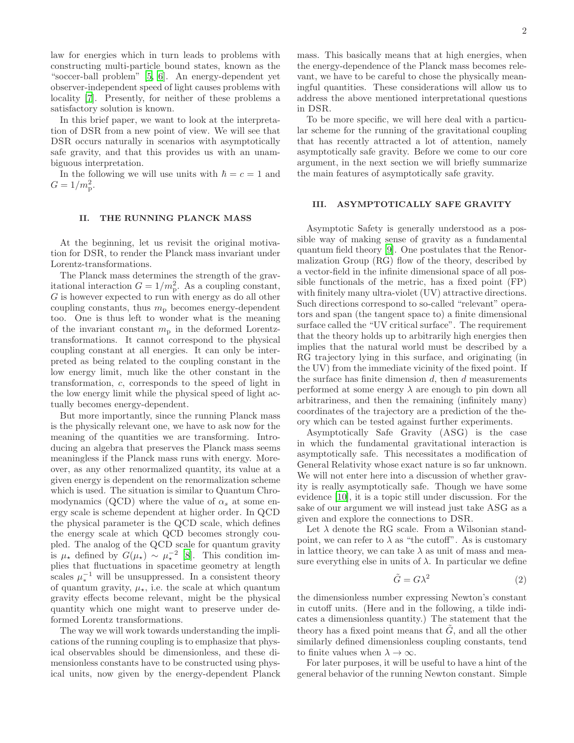law for energies which in turn leads to problems with constructing multi-particle bound states, known as the "soccer-ball problem" [5, 6]. An energy-dependent yet observer-independent speed of light causes problems with locality [7]. Presently, for neither of these problems a satisfactory solution is known.

In this brief paper, we want to look at the interpretation of DSR from a new point of view. We will see that DSR occurs naturally in scenarios with asymptotically safe gravity, and that this provides us with an unambiguous interpretation.

In the following we will use units with $\hbar = c = 1$ and $G = 1/m_{\rm p}^2$.

## II. THE RUNNING PLANCK MASS

At the beginning, let us revisit the original motivation for DSR, to render the Planck mass invariant under Lorentz-transformations.

The Planck mass determines the strength of the gravitational interaction $G = 1/m_{\rm p}^2$. As a coupling constant, $G$ is however expected to run with energy as do all other coupling constants, thus $m_{\rm p}$ becomes energy-dependent too. One is thus left to wonder what is the meaning of the invariant constant $m_{\rm p}$ in the deformed Lorentz-transformations. It cannot correspond to the physical coupling constant at all energies. It can only be interpreted as being related to the coupling constant in the low energy limit, much like the other constant in the transformation, $c$, corresponds to the speed of light in the low energy limit while the physical speed of light actually becomes energy-dependent.

But more importantly, since the running Planck mass is the physically relevant one, we have to ask now for the meaning of the quantities we are transforming. Introducing an algebra that preserves the Planck mass seems meaningless if the Planck mass runs with energy. Moreover, as any other renormalized quantity, its value at a given energy is dependent on the renormalization scheme which is used. The situation is similar to Quantum Chromodynamics (QCD) where the value of $\alpha_s$ at some energy scale is scheme dependent at higher order. In QCD the physical parameter is the QCD scale, which defines the energy scale at which QCD becomes strongly coupled. The analog of the QCD scale for quantum gravity is $\mu_\star$ defined by $G(\mu_\star) \sim \mu_\star^{-2}$ [8]. This condition implies that fluctuations in spacetime geometry at length scales $\mu_*^{-1}$ will be unsuppressed. In a consistent theory of quantum gravity, $\mu_\star$, i.e. the scale at which quantum gravity effects become relevant, might be the physical quantity which one might want to preserve under deformed Lorentz transformations.

The way we will work towards understanding the implications of the running coupling is to emphasize that physical observables should be dimensionless, and these dimensionless constants have to be constructed using physical units, now given by the energy-dependent Planck mass. This basically means that at high energies, when the energy-dependence of the Planck mass becomes relevant, we have to be careful to chose the physically meaningful quantities. These considerations will allow us to address the above mentioned interpretational questions in DSR.

To be more specific, we will here deal with a particular scheme for the running of the gravitational coupling that has recently attracted a lot of attention, namely asymptotically safe gravity. Before we come to our core argument, in the next section we will briefly summarize the main features of asymptotically safe gravity.

## III. ASYMPTOTICALLY SAFE GRAVITY

Asymptotic Safety is generally understood as a possible way of making sense of gravity as a fundamental quantum field theory [9]. One postulates that the Renormalization Group (RG) flow of the theory, described by a vector-field in the infinite dimensional space of all possible functionals of the metric, has a fixed point (FP) with finitely many ultra-violet (UV) attractive directions. Such directions correspond to so-called "relevant" operators and span (the tangent space to) a finite dimensional surface called the "UV critical surface". The requirement that the theory holds up to arbitrarily high energies then implies that the natural world must be described by a RG trajectory lying in this surface, and originating (in the UV) from the immediate vicinity of the fixed point. If the surface has finite dimension $d$, then $d$ measurements performed at some energy $\lambda$ are enough to pin down all arbitrariness, and then the remaining (infinitely many) coordinates of the trajectory are a prediction of the theory which can be tested against further experiments.

Asymptotically Safe Gravity (ASG) is the case in which the fundamental gravitational interaction is asymptotically safe. This necessitates a modification of General Relativity whose exact nature is so far unknown. We will not enter here into a discussion of whether gravity is really asymptotically safe. Though we have some evidence [10], it is a topic still under discussion. For the sake of our argument we will instead just take ASG as a given and explore the connections to DSR.

Let $\lambda$ denote the RG scale. From a Wilsonian standpoint, we can refer to $\lambda$ as "the cutoff". As is customary in lattice theory, we can take $\lambda$ as unit of mass and measure everything else in units of $\lambda$. In particular we define

$$\tilde{G} = G\lambda^2 \tag{2}$$

the dimensionless number expressing Newton's constant in cutoff units. (Here and in the following, a tilde indicates a dimensionless quantity.) The statement that the theory has a fixed point means that $\tilde{G}$, and all the other similarly defined dimensionless coupling constants, tend to finite values when $\lambda \to \infty$.

For later purposes, it will be useful to have a hint of the general behavior of the running Newton constant. Simple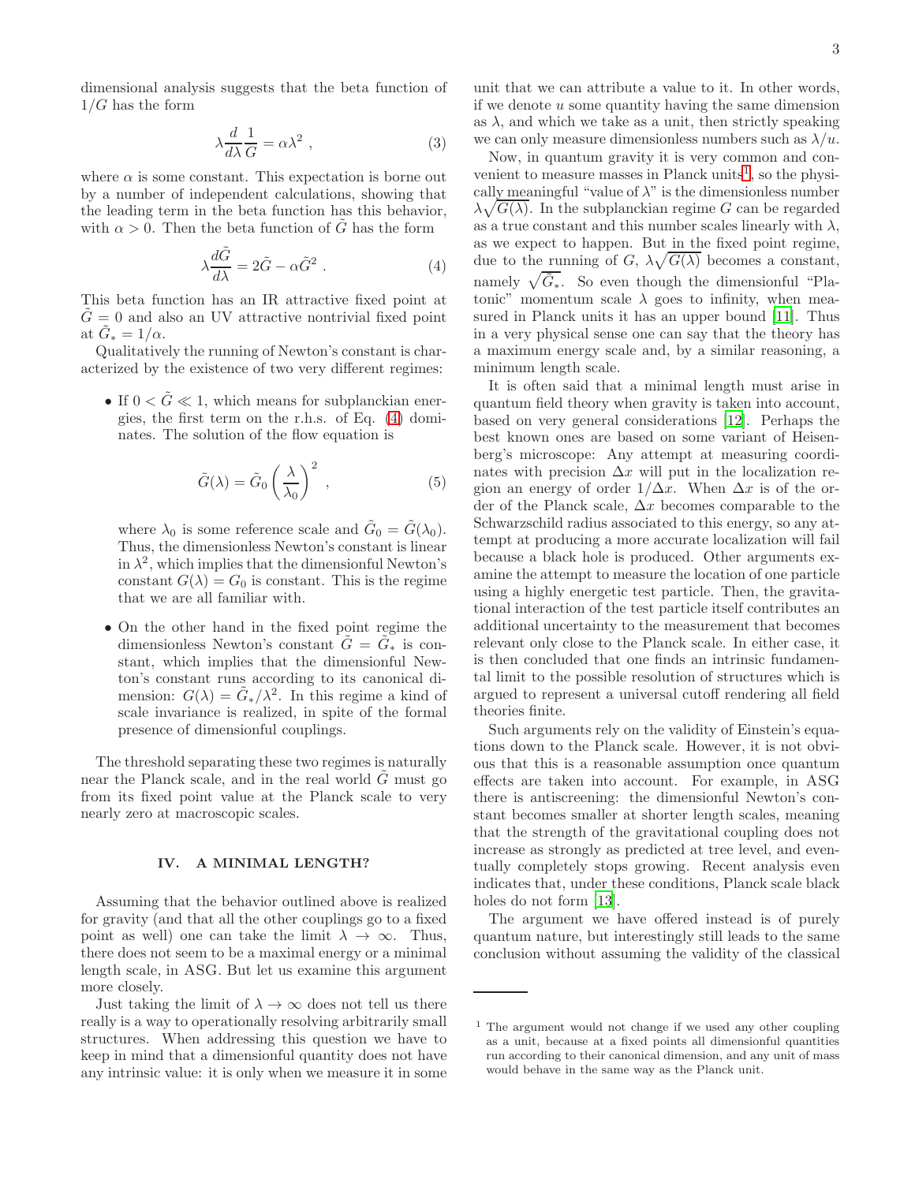dimensional analysis suggests that the beta function of $1/G$ has the form

$$\lambda \frac{d}{d\lambda}\frac{1}{G} = \alpha\lambda^2 \ , \tag{3}$$

where $\alpha$ is some constant. This expectation is borne out by a number of independent calculations, showing that the leading term in the beta function has this behavior, with $\alpha > 0$. Then the beta function of $\tilde{G}$ has the form

$$\lambda \frac{d\tilde{G}}{d\lambda} = 2\tilde{G} - \alpha\tilde{G}^2 \ . \tag{4}$$

This beta function has an IR attractive fixed point at $\tilde{G} = 0$ and also an UV attractive nontrivial fixed point at $\tilde{G}_* = 1/\alpha$.

Qualitatively the running of Newton's constant is characterized by the existence of two very different regimes:

- If $0 < \tilde{G} \ll 1$, which means for subplanckian energies, the first term on the r.h.s. of Eq. (4) dominates. The solution of the flow equation is

$$\tilde{G}(\lambda) = \tilde{G}_0 \left(\frac{\lambda}{\lambda_0}\right)^2 \ , \tag{5}$$

  where $\lambda_0$ is some reference scale and $\tilde{G}_0 = \tilde{G}(\lambda_0)$. Thus, the dimensionless Newton's constant is linear in $\lambda^2$, which implies that the dimensionful Newton's constant $G(\lambda) = G_0$ is constant. This is the regime that we are all familiar with.

- On the other hand in the fixed point regime the dimensionless Newton's constant $\tilde{G} = \tilde{G}_*$ is constant, which implies that the dimensionful Newton's constant runs according to its canonical dimension: $G(\lambda) = \tilde{G}_*/\lambda^2$. In this regime a kind of scale invariance is realized, in spite of the formal presence of dimensionful couplings.

The threshold separating these two regimes is naturally near the Planck scale, and in the real world $\tilde{G}$ must go from its fixed point value at the Planck scale to very nearly zero at macroscopic scales.

## IV. A MINIMAL LENGTH?

Assuming that the behavior outlined above is realized for gravity (and that all the other couplings go to a fixed point as well) one can take the limit $\lambda \to \infty$. Thus, there does not seem to be a maximal energy or a minimal length scale, in ASG. But let us examine this argument more closely.

Just taking the limit of $\lambda \to \infty$ does not tell us there really is a way to operationally resolving arbitrarily small structures. When addressing this question we have to keep in mind that a dimensionful quantity does not have any intrinsic value: it is only when we measure it in some unit that we can attribute a value to it. In other words, if we denote $u$ some quantity having the same dimension as $\lambda$, and which we take as a unit, then strictly speaking we can only measure dimensionless numbers such as $\lambda/u$.

Now, in quantum gravity it is very common and convenient to measure masses in Planck units[1], so the physically meaningful "value of $\lambda$" is the dimensionless number $\lambda\sqrt{G(\lambda)}$. In the subplanckian regime $G$ can be regarded as a true constant and this number scales linearly with $\lambda$, as we expect to happen. But in the fixed point regime, due to the running of $G$, $\lambda\sqrt{G(\lambda)}$ becomes a constant, namely $\sqrt{\tilde{G}_*}$. So even though the dimensionful "Platonic" momentum scale $\lambda$ goes to infinity, when measured in Planck units it has an upper bound [11]. Thus in a very physical sense one can say that the theory has a maximum energy scale and, by a similar reasoning, a minimum length scale.

It is often said that a minimal length must arise in quantum field theory when gravity is taken into account, based on very general considerations [12]. Perhaps the best known ones are based on some variant of Heisenberg's microscope: Any attempt at measuring coordinates with precision $\Delta x$ will put in the localization region an energy of order $1/\Delta x$. When $\Delta x$ is of the order of the Planck scale, $\Delta x$ becomes comparable to the Schwarzschild radius associated to this energy, so any attempt at producing a more accurate localization will fail because a black hole is produced. Other arguments examine the attempt to measure the location of one particle using a highly energetic test particle. Then, the gravitational interaction of the test particle itself contributes an additional uncertainty to the measurement that becomes relevant only close to the Planck scale. In either case, it is then concluded that one finds an intrinsic fundamental limit to the possible resolution of structures which is argued to represent a universal cutoff rendering all field theories finite.

Such arguments rely on the validity of Einstein's equations down to the Planck scale. However, it is not obvious that this is a reasonable assumption once quantum effects are taken into account. For example, in ASG there is antiscreening: the dimensionful Newton's constant becomes smaller at shorter length scales, meaning that the strength of the gravitational coupling does not increase as strongly as predicted at tree level, and eventually completely stops growing. Recent analysis even indicates that, under these conditions, Planck scale black holes do not form [13].

The argument we have offered instead is of purely quantum nature, but interestingly still leads to the same conclusion without assuming the validity of the classical

[1] The argument would not change if we used any other coupling as a unit, because at a fixed points all dimensionful quantities run according to their canonical dimension, and any unit of mass would behave in the same way as the Planck unit.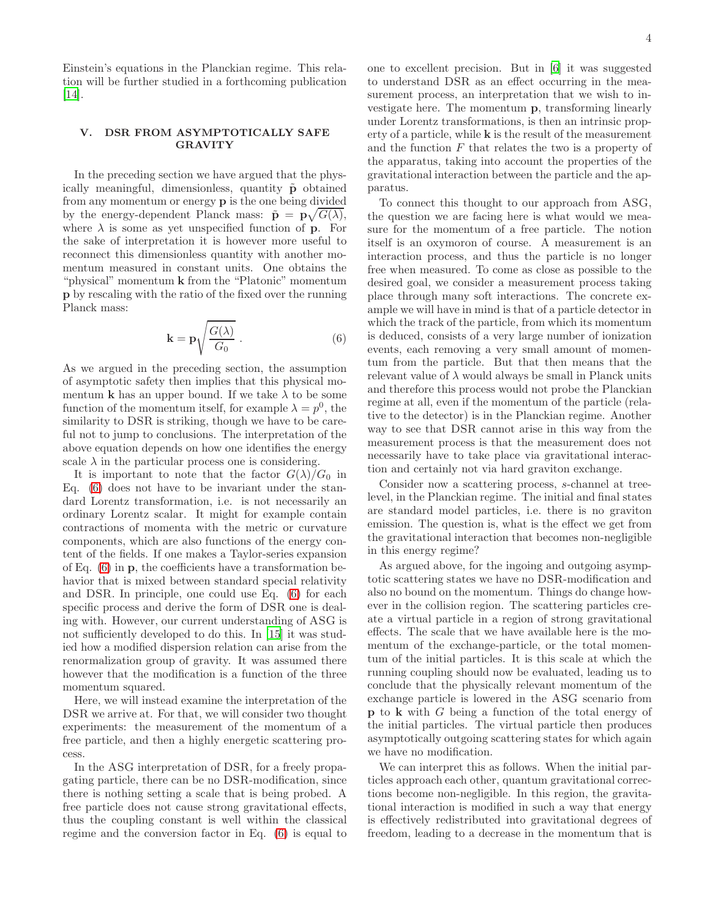Einstein's equations in the Planckian regime. This relation will be further studied in a forthcoming publication [14].

## V. DSR FROM ASYMPTOTICALLY SAFE GRAVITY

In the preceding section we have argued that the physically meaningful, dimensionless, quantity $\tilde{\mathbf{p}}$ obtained from any momentum or energy $\mathbf{p}$ is the one being divided by the energy-dependent Planck mass: $\tilde{\mathbf{p}} = \mathbf{p}\sqrt{G(\lambda)}$, where $\lambda$ is some as yet unspecified function of $\mathbf{p}$. For the sake of interpretation it is however more useful to reconnect this dimensionless quantity with another momentum measured in constant units. One obtains the "physical" momentum $\mathbf{k}$ from the "Platonic" momentum $\mathbf{p}$ by rescaling with the ratio of the fixed over the running Planck mass:

$$\mathbf{k} = \mathbf{p}\sqrt{\frac{G(\lambda)}{G_0}} \ . \tag{6}$$

As we argued in the preceding section, the assumption of asymptotic safety then implies that this physical momentum $\mathbf{k}$ has an upper bound. If we take $\lambda$ to be some function of the momentum itself, for example $\lambda = p^0$, the similarity to DSR is striking, though we have to be careful not to jump to conclusions. The interpretation of the above equation depends on how one identifies the energy scale $\lambda$ in the particular process one is considering.

It is important to note that the factor $G(\lambda)/G_0$ in Eq. (6) does not have to be invariant under the standard Lorentz transformation, i.e. is not necessarily an ordinary Lorentz scalar. It might for example contain contractions of momenta with the metric or curvature components, which are also functions of the energy content of the fields. If one makes a Taylor-series expansion of Eq. (6) in $\mathbf{p}$, the coefficients have a transformation behavior that is mixed between standard special relativity and DSR. In principle, one could use Eq. (6) for each specific process and derive the form of DSR one is dealing with. However, our current understanding of ASG is not sufficiently developed to do this. In [15] it was studied how a modified dispersion relation can arise from the renormalization group of gravity. It was assumed there however that the modification is a function of the three momentum squared.

Here, we will instead examine the interpretation of the DSR we arrive at. For that, we will consider two thought experiments: the measurement of the momentum of a free particle, and then a highly energetic scattering process.

In the ASG interpretation of DSR, for a freely propagating particle, there can be no DSR-modification, since there is nothing setting a scale that is being probed. A free particle does not cause strong gravitational effects, thus the coupling constant is well within the classical regime and the conversion factor in Eq. (6) is equal to one to excellent precision. But in [6] it was suggested to understand DSR as an effect occurring in the measurement process, an interpretation that we wish to investigate here. The momentum $\mathbf{p}$, transforming linearly under Lorentz transformations, is then an intrinsic property of a particle, while $\mathbf{k}$ is the result of the measurement and the function $F$ that relates the two is a property of the apparatus, taking into account the properties of the gravitational interaction between the particle and the apparatus.

To connect this thought to our approach from ASG, the question we are facing here is what would we measure for the momentum of a free particle. The notion itself is an oxymoron of course. A measurement is an interaction process, and thus the particle is no longer free when measured. To come as close as possible to the desired goal, we consider a measurement process taking place through many soft interactions. The concrete example we will have in mind is that of a particle detector in which the track of the particle, from which its momentum is deduced, consists of a very large number of ionization events, each removing a very small amount of momentum from the particle. But that then means that the relevant value of $\lambda$ would always be small in Planck units and therefore this process would not probe the Planckian regime at all, even if the momentum of the particle (relative to the detector) is in the Planckian regime. Another way to see that DSR cannot arise in this way from the measurement process is that the measurement does not necessarily have to take place via gravitational interaction and certainly not via hard graviton exchange.

Consider now a scattering process, $s$-channel at tree-level, in the Planckian regime. The initial and final states are standard model particles, i.e. there is no graviton emission. The question is, what is the effect we get from the gravitational interaction that becomes non-negligible in this energy regime?

As argued above, for the ingoing and outgoing asymptotic scattering states we have no DSR-modification and also no bound on the momentum. Things do change however in the collision region. The scattering particles create a virtual particle in a region of strong gravitational effects. The scale that we have available here is the momentum of the exchange-particle, or the total momentum of the initial particles. It is this scale at which the running coupling should now be evaluated, leading us to conclude that the physically relevant momentum of the exchange particle is lowered in the ASG scenario from $\mathbf{p}$ to $\mathbf{k}$ with $G$ being a function of the total energy of the initial particles. The virtual particle then produces asymptotically outgoing scattering states for which again we have no modification.

We can interpret this as follows. When the initial particles approach each other, quantum gravitational corrections become non-negligible. In this region, the gravitational interaction is modified in such a way that energy is effectively redistributed into gravitational degrees of freedom, leading to a decrease in the momentum that is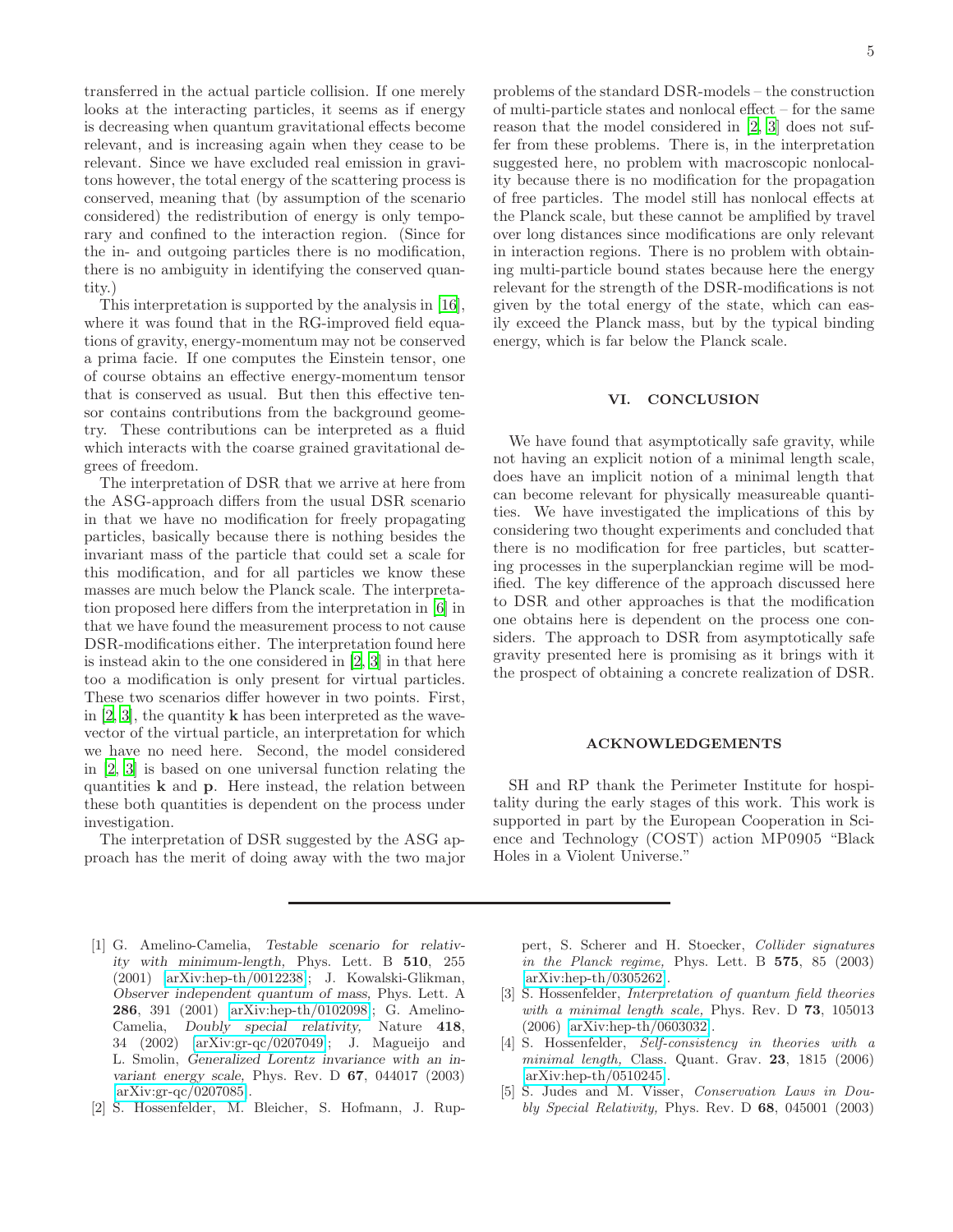transferred in the actual particle collision. If one merely looks at the interacting particles, it seems as if energy is decreasing when quantum gravitational effects become relevant, and is increasing again when they cease to be relevant. Since we have excluded real emission in gravitons however, the total energy of the scattering process is conserved, meaning that (by assumption of the scenario considered) the redistribution of energy is only temporary and confined to the interaction region. (Since for the in- and outgoing particles there is no modification, there is no ambiguity in identifying the conserved quantity.)

This interpretation is supported by the analysis in [16], where it was found that in the RG-improved field equations of gravity, energy-momentum may not be conserved a prima facie. If one computes the Einstein tensor, one of course obtains an effective energy-momentum tensor that is conserved as usual. But then this effective tensor contains contributions from the background geometry. These contributions can be interpreted as a fluid which interacts with the coarse grained gravitational degrees of freedom.

The interpretation of DSR that we arrive at here from the ASG-approach differs from the usual DSR scenario in that we have no modification for freely propagating particles, basically because there is nothing besides the invariant mass of the particle that could set a scale for this modification, and for all particles we know these masses are much below the Planck scale. The interpretation proposed here differs from the interpretation in [6] in that we have found the measurement process to not cause DSR-modifications either. The interpretation found here is instead akin to the one considered in [2, 3] in that here too a modification is only present for virtual particles. These two scenarios differ however in two points. First, in [2, 3], the quantity $\mathbf{k}$ has been interpreted as the wave-vector of the virtual particle, an interpretation for which we have no need here. Second, the model considered in [2, 3] is based on one universal function relating the quantities $\mathbf{k}$ and $\mathbf{p}$. Here instead, the relation between these both quantities is dependent on the process under investigation.

The interpretation of DSR suggested by the ASG approach has the merit of doing away with the two major problems of the standard DSR-models – the construction of multi-particle states and nonlocal effect – for the same reason that the model considered in [2, 3] does not suffer from these problems. There is, in the interpretation suggested here, no problem with macroscopic nonlocality because there is no modification for the propagation of free particles. The model still has nonlocal effects at the Planck scale, but these cannot be amplified by travel over long distances since modifications are only relevant in interaction regions. There is no problem with obtaining multi-particle bound states because here the energy relevant for the strength of the DSR-modifications is not given by the total energy of the state, which can easily exceed the Planck mass, but by the typical binding energy, which is far below the Planck scale.

## VI. CONCLUSION

We have found that asymptotically safe gravity, while not having an explicit notion of a minimal length scale, does have an implicit notion of a minimal length that can become relevant for physically measureable quantities. We have investigated the implications of this by considering two thought experiments and concluded that there is no modification for free particles, but scattering processes in the superplanckian regime will be modified. The key difference of the approach discussed here to DSR and other approaches is that the modification one obtains here is dependent on the process one considers. The approach to DSR from asymptotically safe gravity presented here is promising as it brings with it the prospect of obtaining a concrete realization of DSR.

## ACKNOWLEDGEMENTS

SH and RP thank the Perimeter Institute for hospitality during the early stages of this work. This work is supported in part by the European Cooperation in Science and Technology (COST) action MP0905 "Black Holes in a Violent Universe."

---

[1] G. Amelino-Camelia, *Testable scenario for relativity with minimum-length,* Phys. Lett. B **510**, 255 (2001) [arXiv:hep-th/0012238]; J. Kowalski-Glikman, *Observer independent quantum of mass,* Phys. Lett. A **286**, 391 (2001) [arXiv:hep-th/0102098]; G. Amelino-Camelia, *Doubly special relativity,* Nature **418**, 34 (2002) [arXiv:gr-qc/0207049]; J. Magueijo and L. Smolin, *Generalized Lorentz invariance with an invariant energy scale,* Phys. Rev. D **67**, 044017 (2003) [arXiv:gr-qc/0207085].

[2] S. Hossenfelder, M. Bleicher, S. Hofmann, J. Ruppert, S. Scherer and H. Stoecker, *Collider signatures in the Planck regime,* Phys. Lett. B **575**, 85 (2003) [arXiv:hep-th/0305262].

[3] S. Hossenfelder, *Interpretation of quantum field theories with a minimal length scale,* Phys. Rev. D **73**, 105013 (2006) [arXiv:hep-th/0603032].

[4] S. Hossenfelder, *Self-consistency in theories with a minimal length,* Class. Quant. Grav. **23**, 1815 (2006) [arXiv:hep-th/0510245].

[5] S. Judes and M. Visser, *Conservation Laws in Doubly Special Relativity,* Phys. Rev. D **68**, 045001 (2003)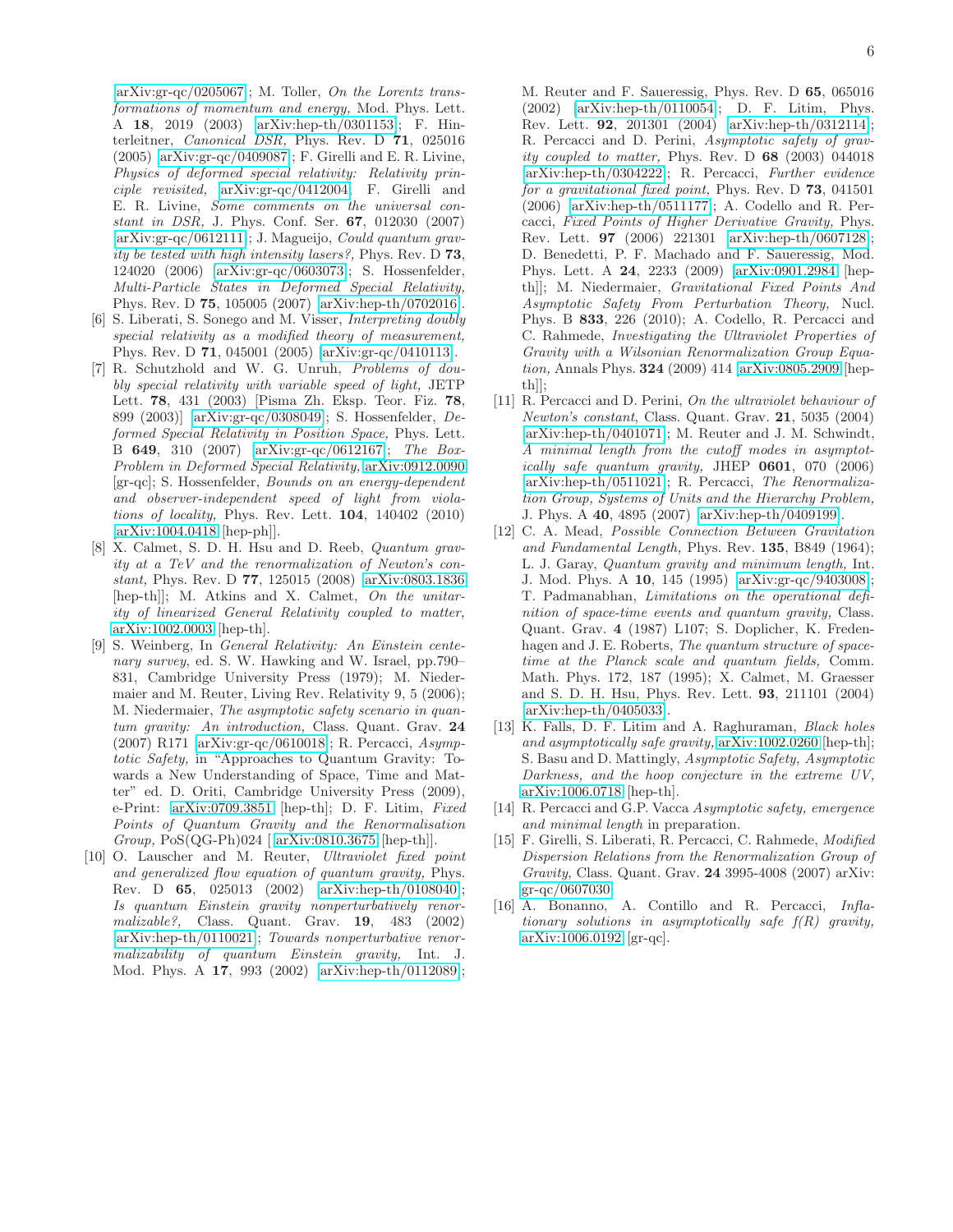arXiv:gr-qc/0205067; M. Toller, *On the Lorentz transformations of momentum and energy,* Mod. Phys. Lett. A **18**, 2019 (2003) arXiv:hep-th/0301153; F. Hinterleitner, *Canonical DSR,* Phys. Rev. D **71**, 025016 (2005) arXiv:gr-qc/0409087; F. Girelli and E. R. Livine, *Physics of deformed special relativity: Relativity principle revisited,* arXiv:gr-qc/0412004; F. Girelli and E. R. Livine, *Some comments on the universal constant in DSR,* J. Phys. Conf. Ser. **67**, 012030 (2007) arXiv:gr-qc/0612111; J. Magueijo, *Could quantum gravity be tested with high intensity lasers?,* Phys. Rev. D **73**, 124020 (2006) [arXiv:gr-qc/0603073]; S. Hossenfelder, *Multi-Particle States in Deformed Special Relativity,* Phys. Rev. D **75**, 105005 (2007) [arXiv:hep-th/0702016].

[6] S. Liberati, S. Sonego and M. Visser, *Interpreting doubly special relativity as a modified theory of measurement,* Phys. Rev. D **71**, 045001 (2005) [arXiv:gr-qc/0410113].

[7] R. Schutzhold and W. G. Unruh, *Problems of doubly special relativity with variable speed of light,* JETP Lett. **78**, 431 (2003) [Pisma Zh. Eksp. Teor. Fiz. **78**, 899 (2003)] [arXiv:gr-qc/0308049]; S. Hossenfelder, *Deformed Special Relativity in Position Space,* Phys. Lett. B **649**, 310 (2007) [arXiv:gr-qc/0612167]; *The Box-Problem in Deformed Special Relativity,* arXiv:0912.0090 [gr-qc]; S. Hossenfelder, *Bounds on an energy-dependent and observer-independent speed of light from violations of locality,* Phys. Rev. Lett. **104**, 140402 (2010) [arXiv:1004.0418 [hep-ph]].

[8] X. Calmet, S. D. H. Hsu and D. Reeb, *Quantum gravity at a TeV and the renormalization of Newton's constant,* Phys. Rev. D **77**, 125015 (2008) [arXiv:0803.1836 [hep-th]]; M. Atkins and X. Calmet, *On the unitarity of linearized General Relativity coupled to matter,* arXiv:1002.0003 [hep-th].

[9] S. Weinberg, In *General Relativity: An Einstein centenary survey,* ed. S. W. Hawking and W. Israel, pp.790–831, Cambridge University Press (1979); M. Niedermaier and M. Reuter, Living Rev. Relativity 9, 5 (2006); M. Niedermaier, *The asymptotic safety scenario in quantum gravity: An introduction,* Class. Quant. Grav. **24** (2007) R171 [arXiv:gr-qc/0610018]; R. Percacci, *Asymptotic Safety,* in "Approaches to Quantum Gravity: Towards a New Understanding of Space, Time and Matter" ed. D. Oriti, Cambridge University Press (2009), e-Print: arXiv:0709.3851 [hep-th]; D. F. Litim, *Fixed Points of Quantum Gravity and the Renormalisation Group,* PoS(QG-Ph)024 [ arXiv:0810.3675 [hep-th]].

[10] O. Lauscher and M. Reuter, *Ultraviolet fixed point and generalized flow equation of quantum gravity,* Phys. Rev. D **65**, 025013 (2002) [arXiv:hep-th/0108040]; *Is quantum Einstein gravity nonperturbatively renormalizable?,* Class. Quant. Grav. **19**, 483 (2002) [arXiv:hep-th/0110021]; *Towards nonperturbative renormalizability of quantum Einstein gravity,* Int. J. Mod. Phys. A **17**, 993 (2002) [arXiv:hep-th/0112089]; M. Reuter and F. Saueressig, Phys. Rev. D **65**, 065016 (2002) [arXiv:hep-th/0110054]; D. F. Litim, Phys. Rev. Lett. **92**, 201301 (2004) [arXiv:hep-th/0312114]; R. Percacci and D. Perini, *Asymptotic safety of gravity coupled to matter,* Phys. Rev. D **68** (2003) 044018 [arXiv:hep-th/0304222]; R. Percacci, *Further evidence for a gravitational fixed point,* Phys. Rev. D **73**, 041501 (2006) [arXiv:hep-th/0511177]; A. Codello and R. Percacci, *Fixed Points of Higher Derivative Gravity,* Phys. Rev. Lett. **97** (2006) 221301 [arXiv:hep-th/0607128]; D. Benedetti, P. F. Machado and F. Saueressig, Mod. Phys. Lett. A **24**, 2233 (2009) [arXiv:0901.2984 [hep-th]]; M. Niedermaier, *Gravitational Fixed Points And Asymptotic Safety From Perturbation Theory,* Nucl. Phys. B **833**, 226 (2010); A. Codello, R. Percacci and C. Rahmede, *Investigating the Ultraviolet Properties of Gravity with a Wilsonian Renormalization Group Equation,* Annals Phys. **324** (2009) 414 [arXiv:0805.2909 [hep-th]];

[11] R. Percacci and D. Perini, *On the ultraviolet behaviour of Newton's constant,* Class. Quant. Grav. **21**, 5035 (2004) [arXiv:hep-th/0401071]; M. Reuter and J. M. Schwindt, *A minimal length from the cutoff modes in asymptotically safe quantum gravity,* JHEP **0601**, 070 (2006) [arXiv:hep-th/0511021]; R. Percacci, *The Renormalization Group, Systems of Units and the Hierarchy Problem,* J. Phys. A **40**, 4895 (2007) [arXiv:hep-th/0409199].

[12] C. A. Mead, *Possible Connection Between Gravitation and Fundamental Length,* Phys. Rev. **135**, B849 (1964); L. J. Garay, *Quantum gravity and minimum length,* Int. J. Mod. Phys. A **10**, 145 (1995) [arXiv:gr-qc/9403008]; T. Padmanabhan, *Limitations on the operational definition of space-time events and quantum gravity,* Class. Quant. Grav. **4** (1987) L107; S. Doplicher, K. Fredenhagen and J. E. Roberts, *The quantum structure of spacetime at the Planck scale and quantum fields,* Comm. Math. Phys. 172, 187 (1995); X. Calmet, M. Graesser and S. D. H. Hsu, Phys. Rev. Lett. **93**, 211101 (2004) [arXiv:hep-th/0405033].

[13] K. Falls, D. F. Litim and A. Raghuraman, *Black holes and asymptotically safe gravity,* arXiv:1002.0260 [hep-th]; S. Basu and D. Mattingly, *Asymptotic Safety, Asymptotic Darkness, and the hoop conjecture in the extreme UV,* arXiv:1006.0718 [hep-th].

[14] R. Percacci and G.P. Vacca *Asymptotic safety, emergence and minimal length* in preparation.

[15] F. Girelli, S. Liberati, R. Percacci, C. Rahmede, *Modified Dispersion Relations from the Renormalization Group of Gravity,* Class. Quant. Grav. **24** 3995-4008 (2007) arXiv: gr-qc/0607030

[16] A. Bonanno, A. Contillo and R. Percacci, *Inflationary solutions in asymptotically safe f(R) gravity,* arXiv:1006.0192 [gr-qc].